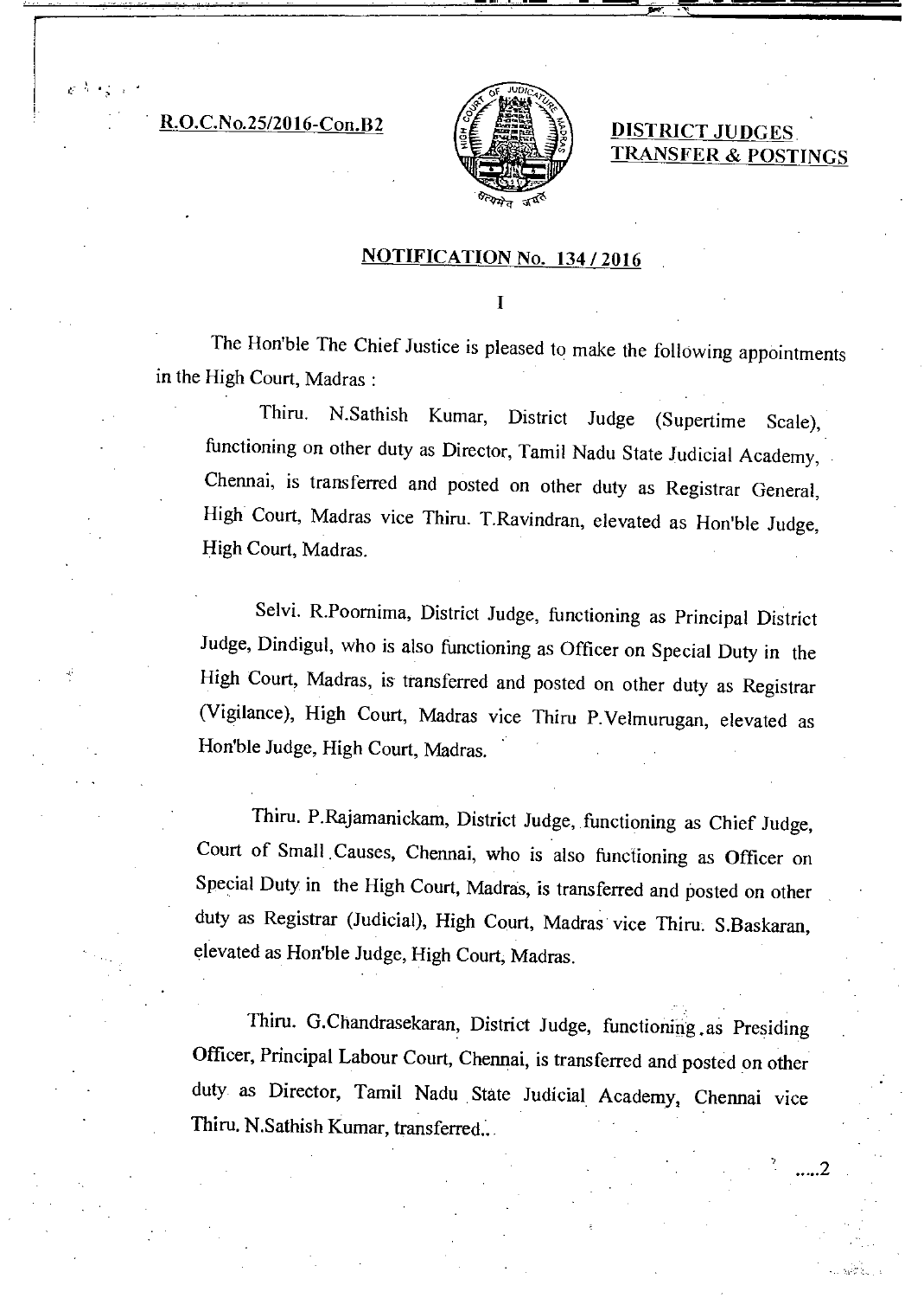**R.O.C.No.25/2016-Con.B2**

**DISTRICT JUDGES TRANSFER & POSTINGS**

## NOTIFICATION No. 134 / 2016

I

The Hon'ble The Chief Justice is pleased to make the following appointments in the High Court, Madras :

Thiru. N.Sathish Kumar, District Judge (Supertime Scale), functioning on other duty as Director, Tamil Nadu State Judicial Academy, Chennai, is transferred and posted on other duty as Registrar General, High Court, Madras vice Thiru. T.Ravindran, elevated as Hon'ble Judge, High Court, Madras.

Selvi. R.Poornima, District Judge, functioning as Principal District Judge, Dindigul, who is also functioning as Officer on Special Duty in the High Court, Madras, is transferred and posted on other duty as Registrar (Vigilance), High Court, Madras vice Thiru P.Velmurugan, elevated as Hon'ble Judge, High Court, Madras.

Thiru. P.Rajamanickam, District Judge, functioning as Chief Judge, Court of Small Causes, Chennai, who is also functioning as Officer on Special Duty in the High Court, Madras, is transferred and posted on other duty as Registrar (Judicial), High Court, Madras vice Thiru. S.Baskaran, elevated as Hon'ble Judge, High Court, Madras.

Thiru. G.Chandrasekaran, District Judge, functioning as Presiding Officer, Principal Labour Court, Chennai, is transferred and posted on other duty as Director, Tamil Nadu State Judicial Academy, Chennai vice Thiru. N.Sathish Kumar, transferred.

.....2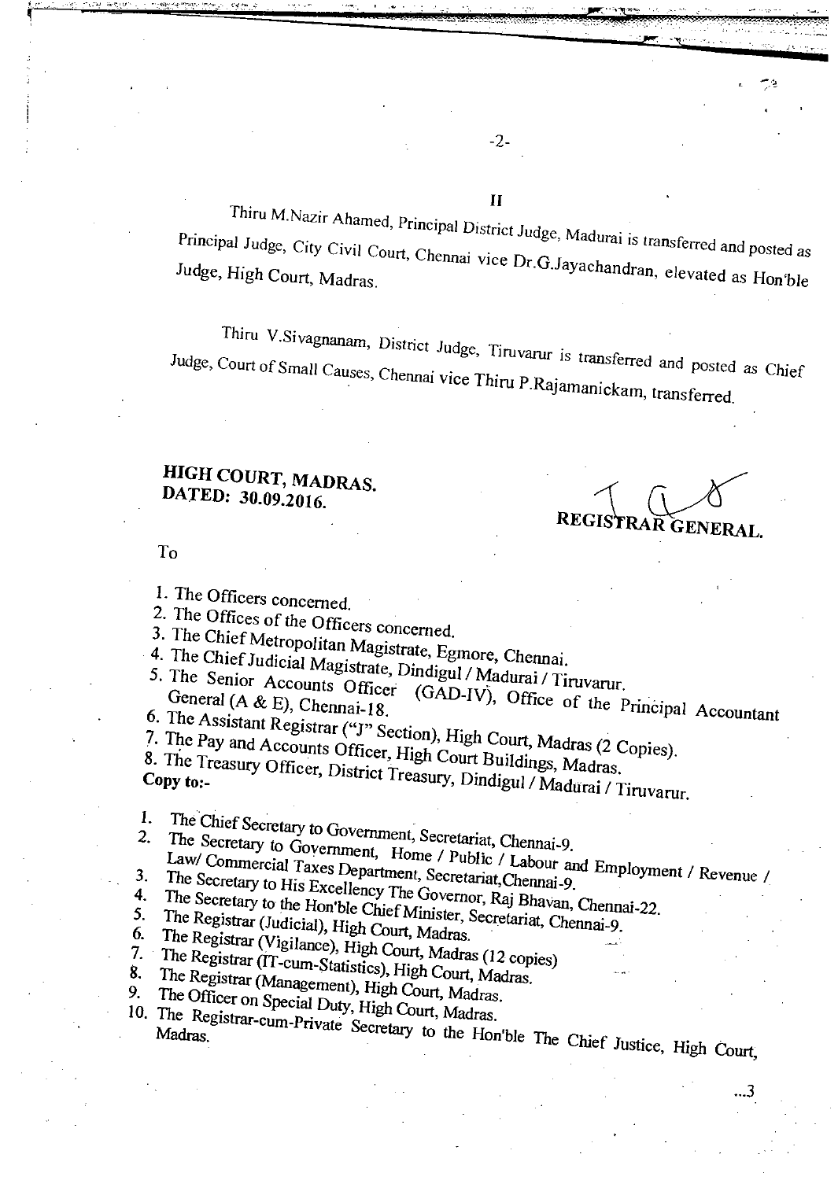II

Thiru M.Nazir Ahamed, Principal District Judge, Madurai is transferred and posted as Principal Judge, City Civil Court, Chennai vice Dr.G.Jayachandran, elevated as Hon'ble Judge, High Court, Madras.

Thiru V.Sivagnanam, District Judge, Tiruvarur is transferred and posted as Chief Judge, Court of Small Causes, Chennai vice Thiru P.Rajamanickam, transferred.

**HIGH COURT, MADRAS.**
**DATED: 30.09.2016.**

**REGISTRAR GENERAL.**

To

1. The Officers concerned.
2. The Offices of the Officers concerned.
3. The Chief Metropolitan Magistrate, Egmore, Chennai.
4. The Chief Judicial Magistrate, Dindigul / Madurai / Tiruvarur.
5. The Senior Accounts Officer (GAD-IV), Office of the Principal Accountant General (A & E), Chennai-18.
6. The Assistant Registrar ("J" Section), High Court, Madras (2 Copies).
7. The Pay and Accounts Officer, High Court Buildings, Madras.
8. The Treasury Officer, District Treasury, Dindigul / Madurai / Tiruvarur.

**Copy to:-**

1. The Chief Secretary to Government, Secretariat, Chennai-9.
2. The Secretary to Government, Home / Public / Labour and Employment / Revenue / Law/ Commercial Taxes Department, Secretariat,Chennai-9.
3. The Secretary to His Excellency The Governor, Raj Bhavan, Chennai-22.
4. The Secretary to the Hon'ble Chief Minister, Secretariat, Chennai-9.
5. The Registrar (Judicial), High Court, Madras.
6. The Registrar (Vigilance), High Court, Madras (12 copies)
7. The Registrar (IT-cum-Statistics), High Court, Madras.
8. The Registrar (Management), High Court, Madras.
9. The Officer on Special Duty, High Court, Madras.
10. The Registrar-cum-Private Secretary to the Hon'ble The Chief Justice, High Court, Madras.

...3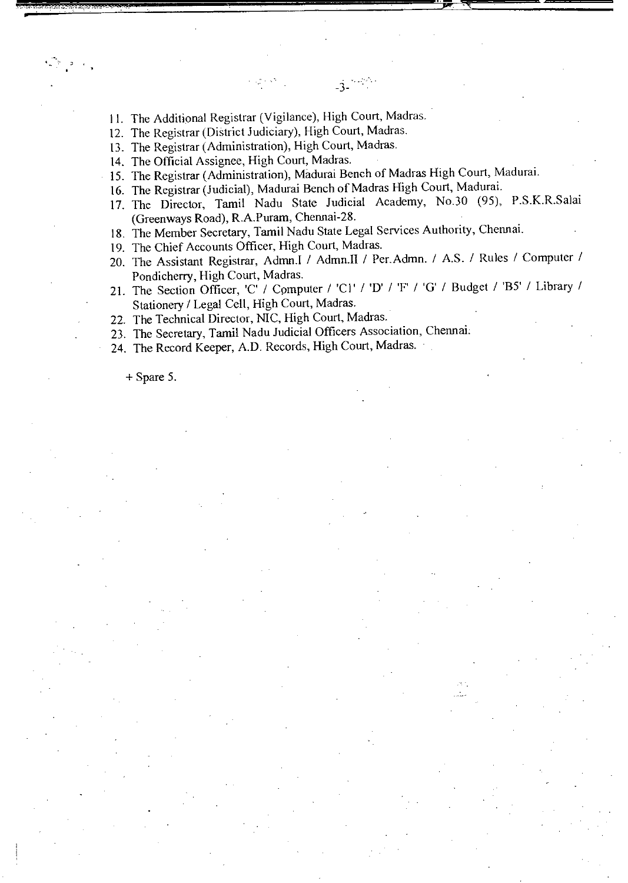11. The Additional Registrar (Vigilance), High Court, Madras.
12. The Registrar (District Judiciary), High Court, Madras.
13. The Registrar (Administration), High Court, Madras.
14. The Official Assignee, High Court, Madras.
15. The Registrar (Administration), Madurai Bench of Madras High Court, Madurai.
16. The Registrar (Judicial), Madurai Bench of Madras High Court, Madurai.
17. The Director, Tamil Nadu State Judicial Academy, No.30 (95), P.S.K.R.Salai (Greenways Road), R.A.Puram, Chennai-28.
18. The Member Secretary, Tamil Nadu State Legal Services Authority, Chennai.
19. The Chief Accounts Officer, High Court, Madras.
20. The Assistant Registrar, Admn.I / Admn.II / Per.Admn. / A.S. / Rules / Computer / Pondicherry, High Court, Madras.
21. The Section Officer, 'C' / Computer / 'C1' / 'D' / 'F' / 'G' / Budget / 'B5' / Library / Stationery / Legal Cell, High Court, Madras.
22. The Technical Director, NIC, High Court, Madras.
23. The Secretary, Tamil Nadu Judicial Officers Association, Chennai.
24. The Record Keeper, A.D. Records, High Court, Madras.

+ Spare 5.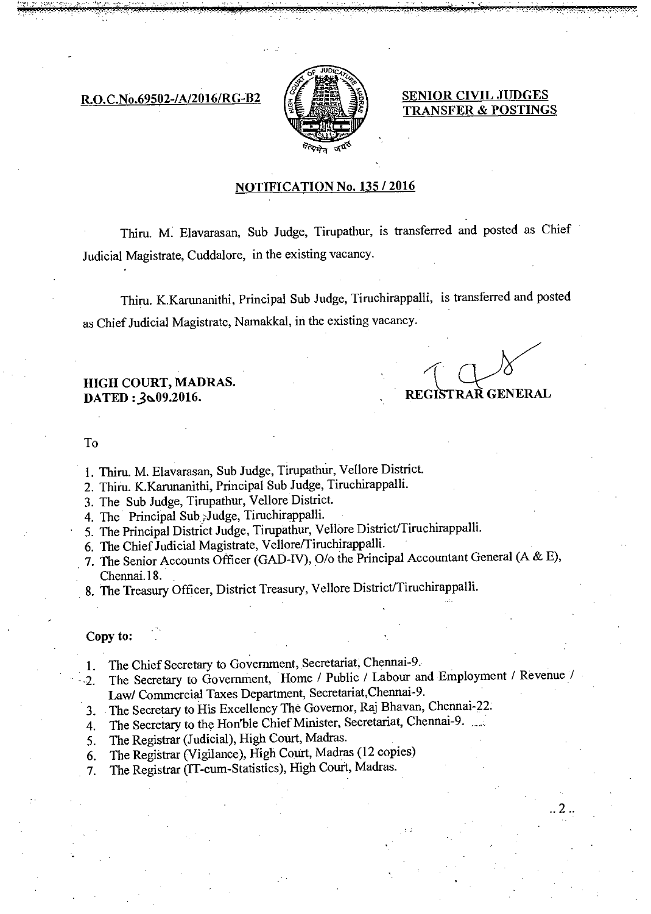R.O.C.No.69502-/A/2016/RG-B2

**SENIOR CIVIL JUDGES TRANSFER & POSTINGS**

## NOTIFICATION No. 135 / 2016

Thiru. M. Elavarasan, Sub Judge, Tirupathur, is transferred and posted as Chief Judicial Magistrate, Cuddalore, in the existing vacancy.

Thiru. K.Karunanithi, Principal Sub Judge, Tiruchirappalli, is transferred and posted as Chief Judicial Magistrate, Namakkal, in the existing vacancy.

**HIGH COURT, MADRAS.**
**DATED : 30.09.2016.**

**REGISTRAR GENERAL**

To

1. Thiru. M. Elavarasan, Sub Judge, Tirupathur, Vellore District.
2. Thiru. K.Karunanithi, Principal Sub Judge, Tiruchirappalli.
3. The Sub Judge, Tirupathur, Vellore District.
4. The Principal Sub Judge, Tiruchirappalli.
5. The Principal District Judge, Tirupathur, Vellore District/Tiruchirappalli.
6. The Chief Judicial Magistrate, Vellore/Tiruchirappalli.
7. The Senior Accounts Officer (GAD-IV), O/o the Principal Accountant General (A & E), Chennai.18.
8. The Treasury Officer, District Treasury, Vellore District/Tiruchirappalli.

**Copy to:**

1. The Chief Secretary to Government, Secretariat, Chennai-9.
2. The Secretary to Government, Home / Public / Labour and Employment / Revenue / Law/ Commercial Taxes Department, Secretariat,Chennai-9.
3. The Secretary to His Excellency The Governor, Raj Bhavan, Chennai-22.
4. The Secretary to the Hon'ble Chief Minister, Secretariat, Chennai-9.
5. The Registrar (Judicial), High Court, Madras.
6. The Registrar (Vigilance), High Court, Madras (12 copies)
7. The Registrar (IT-cum-Statistics), High Court, Madras.

..2..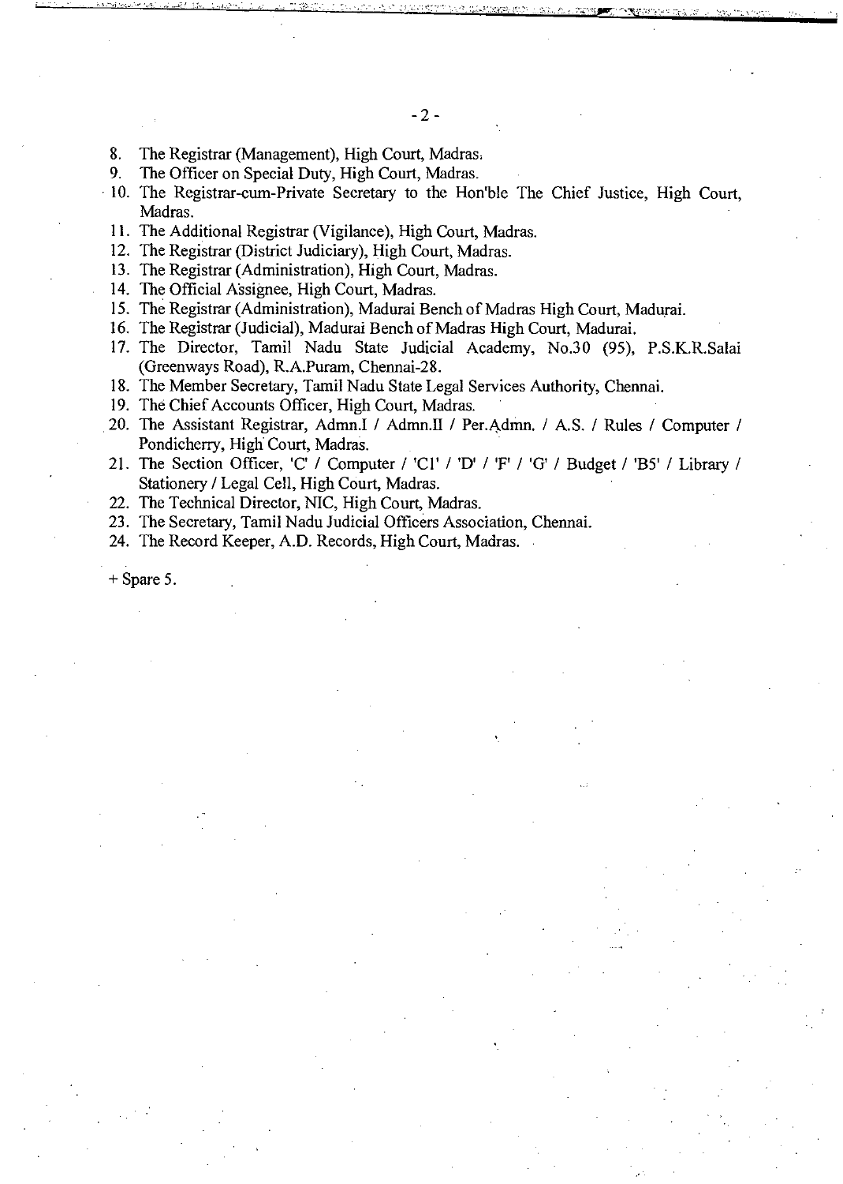8. The Registrar (Management), High Court, Madras.
9. The Officer on Special Duty, High Court, Madras.
10. The Registrar-cum-Private Secretary to the Hon'ble The Chief Justice, High Court, Madras.
11. The Additional Registrar (Vigilance), High Court, Madras.
12. The Registrar (District Judiciary), High Court, Madras.
13. The Registrar (Administration), High Court, Madras.
14. The Official Assignee, High Court, Madras.
15. The Registrar (Administration), Madurai Bench of Madras High Court, Madurai.
16. The Registrar (Judicial), Madurai Bench of Madras High Court, Madurai.
17. The Director, Tamil Nadu State Judicial Academy, No.30 (95), P.S.K.R.Salai (Greenways Road), R.A.Puram, Chennai-28.
18. The Member Secretary, Tamil Nadu State Legal Services Authority, Chennai.
19. The Chief Accounts Officer, High Court, Madras.
20. The Assistant Registrar, Admn.I / Admn.II / Per.Admn. / A.S. / Rules / Computer / Pondicherry, High Court, Madras.
21. The Section Officer, 'C' / Computer / 'C1' / 'D' / 'F' / 'G' / Budget / 'B5' / Library / Stationery / Legal Cell, High Court, Madras.
22. The Technical Director, NIC, High Court, Madras.
23. The Secretary, Tamil Nadu Judicial Officers Association, Chennai.
24. The Record Keeper, A.D. Records, High Court, Madras.

+ Spare 5.